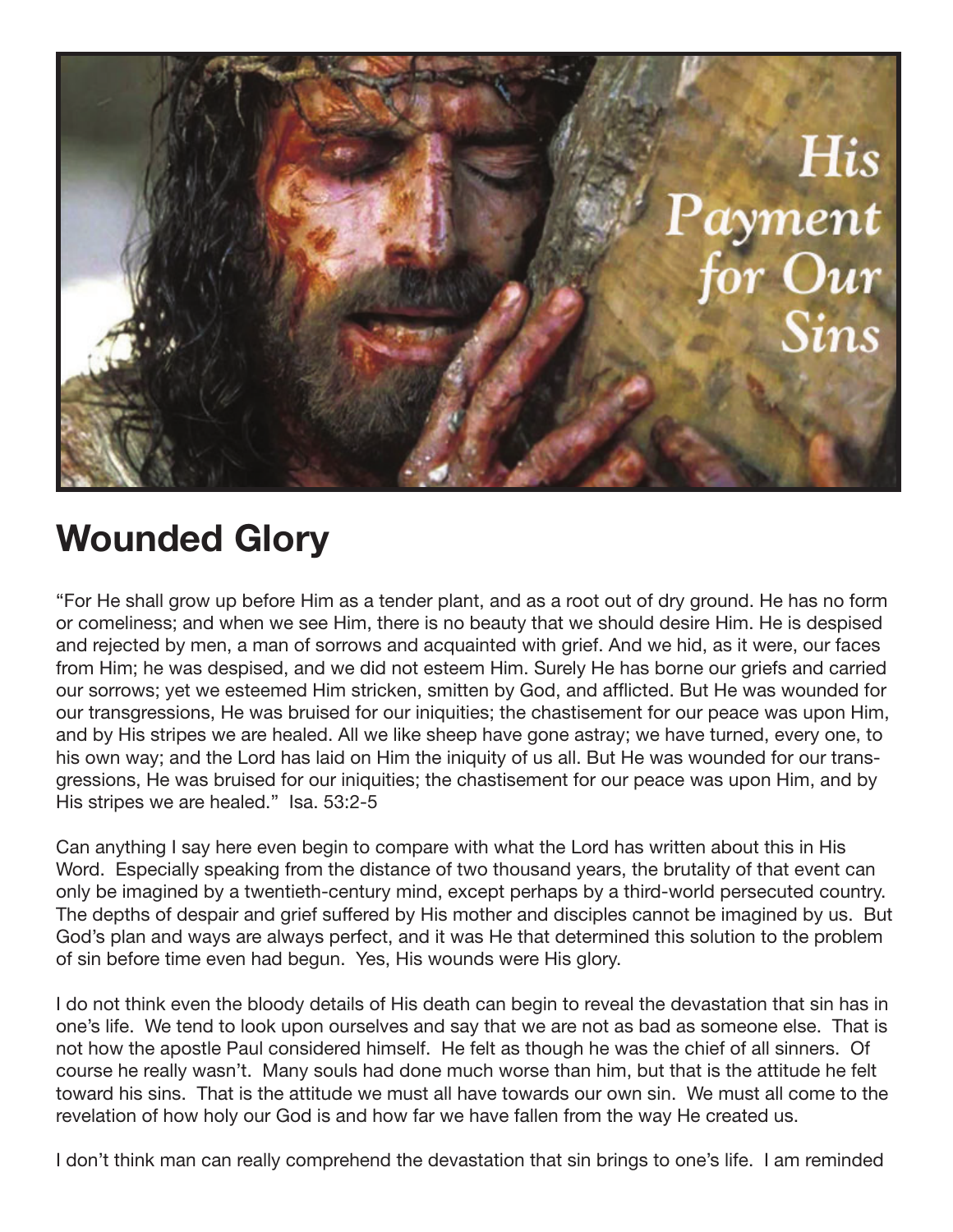# Wounded Glory

"For He shall grow up before Him as a tender plant, and as a root out of dry ground. He has no form or comeliness; and when we see Him, there is no beauty that we should desire Him. He is despised and rejected by men, a man of sorrows and acquainted with grief. And we hid, as it were, our faces from Him; he was despised, and we did not esteem Him. Surely He has borne our griefs and carried our sorrows; yet we esteemed Him stricken, smitten by God, and afflicted. But He was wounded for our transgressions, He was bruised for our iniquities; the chastisement for our peace was upon Him, and by His stripes we are healed. All we like sheep have gone astray; we have turned, every one, to his own way; and the Lord has laid on Him the iniquity of us all. But He was wounded for our transgressions, He was bruised for our iniquities; the chastisement for our peace was upon Him, and by His stripes we are healed." Isa. 53:2-5

Can anything I say here even begin to compare with what the Lord has written about this in His Word. Especially speaking from the distance of two thousand years, the brutality of that event can only be imagined by a twentieth-century mind, except perhaps by a third-world persecuted country. The depths of despair and grief suffered by His mother and disciples cannot be imagined by us. But God's plan and ways are always perfect, and it was He that determined this solution to the problem of sin before time even had begun. Yes, His wounds were His glory.

I do not think even the bloody details of His death can begin to reveal the devastation that sin has in one's life. We tend to look upon ourselves and say that we are not as bad as someone else. That is not how the apostle Paul considered himself. He felt as though he was the chief of all sinners. Of course he really wasn't. Many souls had done much worse than him, but that is the attitude he felt toward his sins. That is the attitude we must all have towards our own sin. We must all come to the revelation of how holy our God is and how far we have fallen from the way He created us.

I don't think man can really comprehend the devastation that sin brings to one's life. I am reminded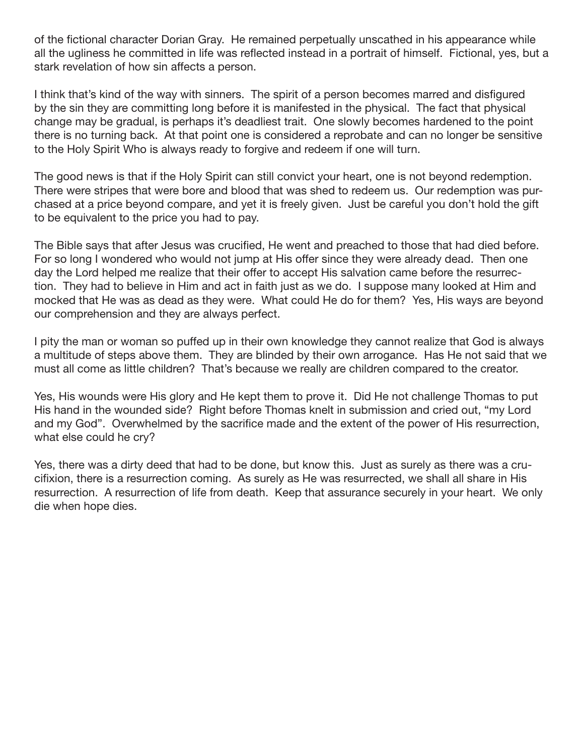of the fictional character Dorian Gray. He remained perpetually unscathed in his appearance while all the ugliness he committed in life was reflected instead in a portrait of himself. Fictional, yes, but a stark revelation of how sin affects a person.

I think that's kind of the way with sinners. The spirit of a person becomes marred and disfigured by the sin they are committing long before it is manifested in the physical. The fact that physical change may be gradual, is perhaps it's deadliest trait. One slowly becomes hardened to the point there is no turning back. At that point one is considered a reprobate and can no longer be sensitive to the Holy Spirit Who is always ready to forgive and redeem if one will turn.

The good news is that if the Holy Spirit can still convict your heart, one is not beyond redemption. There were stripes that were bore and blood that was shed to redeem us. Our redemption was purchased at a price beyond compare, and yet it is freely given. Just be careful you don't hold the gift to be equivalent to the price you had to pay.

The Bible says that after Jesus was crucified, He went and preached to those that had died before. For so long I wondered who would not jump at His offer since they were already dead. Then one day the Lord helped me realize that their offer to accept His salvation came before the resurrection. They had to believe in Him and act in faith just as we do. I suppose many looked at Him and mocked that He was as dead as they were. What could He do for them? Yes, His ways are beyond our comprehension and they are always perfect.

I pity the man or woman so puffed up in their own knowledge they cannot realize that God is always a multitude of steps above them. They are blinded by their own arrogance. Has He not said that we must all come as little children? That's because we really are children compared to the creator.

Yes, His wounds were His glory and He kept them to prove it. Did He not challenge Thomas to put His hand in the wounded side? Right before Thomas knelt in submission and cried out, "my Lord and my God". Overwhelmed by the sacrifice made and the extent of the power of His resurrection, what else could he cry?

Yes, there was a dirty deed that had to be done, but know this. Just as surely as there was a crucifixion, there is a resurrection coming. As surely as He was resurrected, we shall all share in His resurrection. A resurrection of life from death. Keep that assurance securely in your heart. We only die when hope dies.